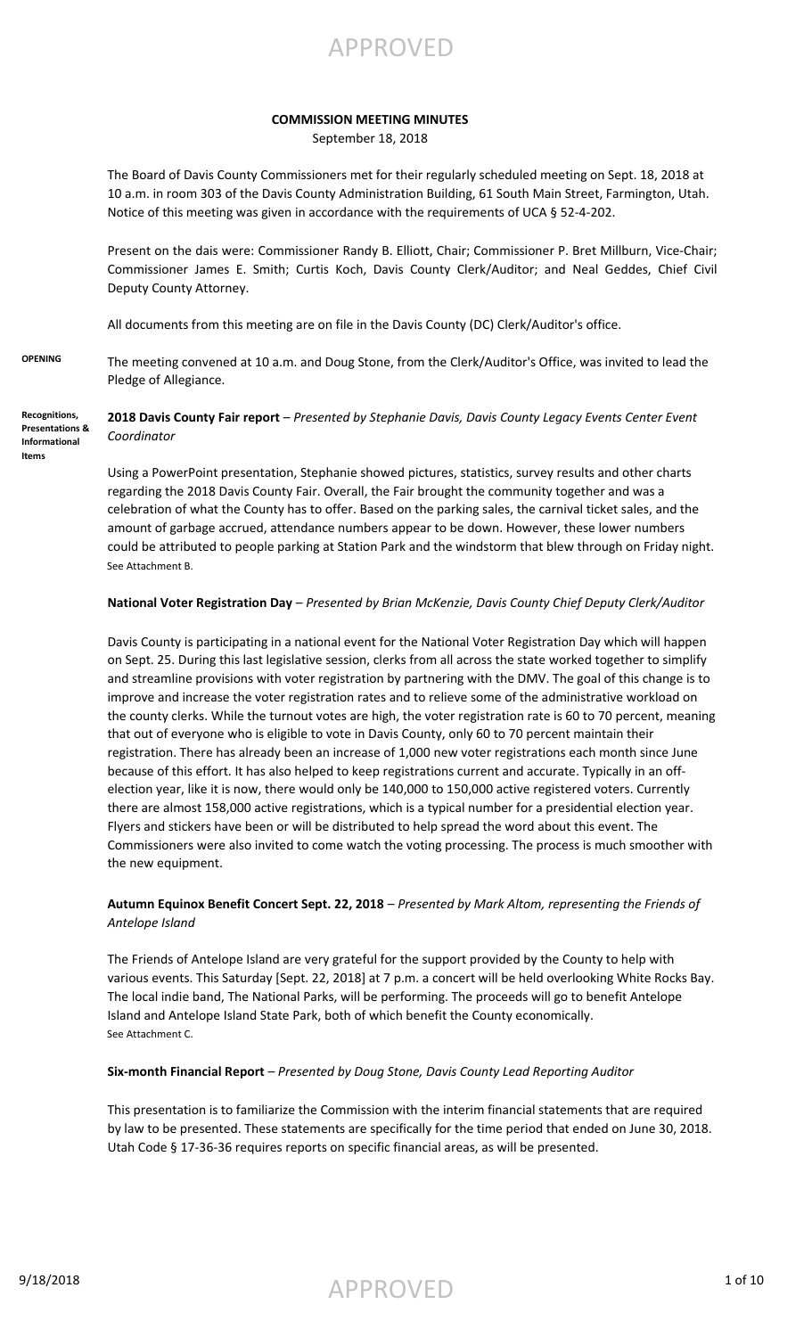APPROVED

# COMMISSION MEETING MINUTES

September 18, 2018

The Board of Davis County Commissioners met for their regularly scheduled meeting on Sept. 18, 2018 at 10 a.m. in room 303 of the Davis County Administration Building, 61 South Main Street, Farmington, Utah. Notice of this meeting was given in accordance with the requirements of UCA § 52-4-202.

Present on the dais were: Commissioner Randy B. Elliott, Chair; Commissioner P. Bret Millburn, Vice-Chair; Commissioner James E. Smith; Curtis Koch, Davis County Clerk/Auditor; and Neal Geddes, Chief Civil Deputy County Attorney.

All documents from this meeting are on file in the Davis County (DC) Clerk/Auditor's office.

**OPENING**

The meeting convened at 10 a.m. and Doug Stone, from the Clerk/Auditor's Office, was invited to lead the Pledge of Allegiance.

**Recognitions, Presentations & Informational Items**

**2018 Davis County Fair report** – *Presented by Stephanie Davis, Davis County Legacy Events Center Event Coordinator*

Using a PowerPoint presentation, Stephanie showed pictures, statistics, survey results and other charts regarding the 2018 Davis County Fair. Overall, the Fair brought the community together and was a celebration of what the County has to offer. Based on the parking sales, the carnival ticket sales, and the amount of garbage accrued, attendance numbers appear to be down. However, these lower numbers could be attributed to people parking at Station Park and the windstorm that blew through on Friday night. See Attachment B.

**National Voter Registration Day** – *Presented by Brian McKenzie, Davis County Chief Deputy Clerk/Auditor*

Davis County is participating in a national event for the National Voter Registration Day which will happen on Sept. 25. During this last legislative session, clerks from all across the state worked together to simplify and streamline provisions with voter registration by partnering with the DMV. The goal of this change is to improve and increase the voter registration rates and to relieve some of the administrative workload on the county clerks. While the turnout votes are high, the voter registration rate is 60 to 70 percent, meaning that out of everyone who is eligible to vote in Davis County, only 60 to 70 percent maintain their registration. There has already been an increase of 1,000 new voter registrations each month since June because of this effort. It has also helped to keep registrations current and accurate. Typically in an off-election year, like it is now, there would only be 140,000 to 150,000 active registered voters. Currently there are almost 158,000 active registrations, which is a typical number for a presidential election year. Flyers and stickers have been or will be distributed to help spread the word about this event. The Commissioners were also invited to come watch the voting processing. The process is much smoother with the new equipment.

**Autumn Equinox Benefit Concert Sept. 22, 2018** – *Presented by Mark Altom, representing the Friends of Antelope Island*

The Friends of Antelope Island are very grateful for the support provided by the County to help with various events. This Saturday [Sept. 22, 2018] at 7 p.m. a concert will be held overlooking White Rocks Bay. The local indie band, The National Parks, will be performing. The proceeds will go to benefit Antelope Island and Antelope Island State Park, both of which benefit the County economically. See Attachment C.

**Six-month Financial Report** – *Presented by Doug Stone, Davis County Lead Reporting Auditor*

This presentation is to familiarize the Commission with the interim financial statements that are required by law to be presented. These statements are specifically for the time period that ended on June 30, 2018. Utah Code § 17-36-36 requires reports on specific financial areas, as will be presented.

APPROVED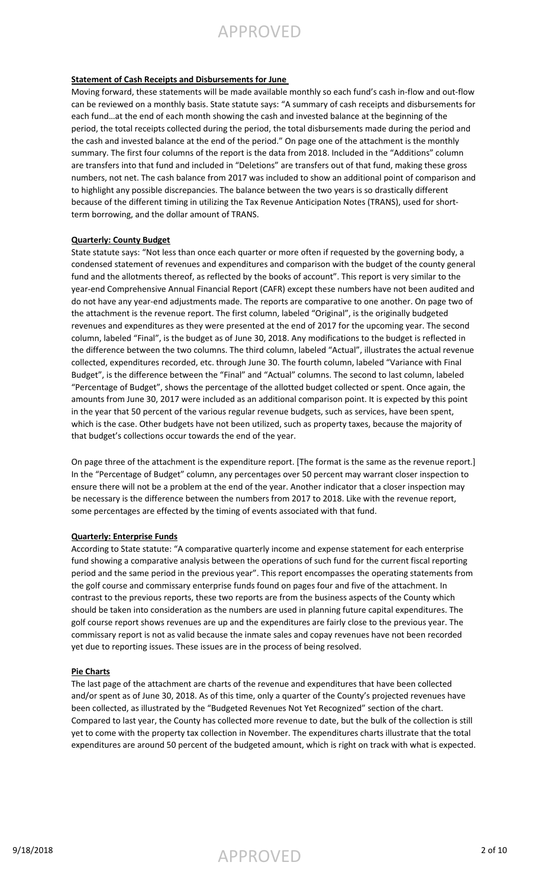### Statement of Cash Receipts and Disbursements for June

Moving forward, these statements will be made available monthly so each fund's cash in-flow and out-flow can be reviewed on a monthly basis. State statute says: "A summary of cash receipts and disbursements for each fund…at the end of each month showing the cash and invested balance at the beginning of the period, the total receipts collected during the period, the total disbursements made during the period and the cash and invested balance at the end of the period." On page one of the attachment is the monthly summary. The first four columns of the report is the data from 2018. Included in the "Additions" column are transfers into that fund and included in "Deletions" are transfers out of that fund, making these gross numbers, not net. The cash balance from 2017 was included to show an additional point of comparison and to highlight any possible discrepancies. The balance between the two years is so drastically different because of the different timing in utilizing the Tax Revenue Anticipation Notes (TRANS), used for short-term borrowing, and the dollar amount of TRANS.

### Quarterly: County Budget

State statute says: "Not less than once each quarter or more often if requested by the governing body, a condensed statement of revenues and expenditures and comparison with the budget of the county general fund and the allotments thereof, as reflected by the books of account". This report is very similar to the year-end Comprehensive Annual Financial Report (CAFR) except these numbers have not been audited and do not have any year-end adjustments made. The reports are comparative to one another. On page two of the attachment is the revenue report. The first column, labeled "Original", is the originally budgeted revenues and expenditures as they were presented at the end of 2017 for the upcoming year. The second column, labeled "Final", is the budget as of June 30, 2018. Any modifications to the budget is reflected in the difference between the two columns. The third column, labeled "Actual", illustrates the actual revenue collected, expenditures recorded, etc. through June 30. The fourth column, labeled "Variance with Final Budget", is the difference between the "Final" and "Actual" columns. The second to last column, labeled "Percentage of Budget", shows the percentage of the allotted budget collected or spent. Once again, the amounts from June 30, 2017 were included as an additional comparison point. It is expected by this point in the year that 50 percent of the various regular revenue budgets, such as services, have been spent, which is the case. Other budgets have not been utilized, such as property taxes, because the majority of that budget's collections occur towards the end of the year.

On page three of the attachment is the expenditure report. [The format is the same as the revenue report.] In the "Percentage of Budget" column, any percentages over 50 percent may warrant closer inspection to ensure there will not be a problem at the end of the year. Another indicator that a closer inspection may be necessary is the difference between the numbers from 2017 to 2018. Like with the revenue report, some percentages are effected by the timing of events associated with that fund.

### Quarterly: Enterprise Funds

According to State statute: "A comparative quarterly income and expense statement for each enterprise fund showing a comparative analysis between the operations of such fund for the current fiscal reporting period and the same period in the previous year". This report encompasses the operating statements from the golf course and commissary enterprise funds found on pages four and five of the attachment. In contrast to the previous reports, these two reports are from the business aspects of the County which should be taken into consideration as the numbers are used in planning future capital expenditures. The golf course report shows revenues are up and the expenditures are fairly close to the previous year. The commissary report is not as valid because the inmate sales and copay revenues have not been recorded yet due to reporting issues. These issues are in the process of being resolved.

### Pie Charts

The last page of the attachment are charts of the revenue and expenditures that have been collected and/or spent as of June 30, 2018. As of this time, only a quarter of the County's projected revenues have been collected, as illustrated by the "Budgeted Revenues Not Yet Recognized" section of the chart. Compared to last year, the County has collected more revenue to date, but the bulk of the collection is still yet to come with the property tax collection in November. The expenditures charts illustrate that the total expenditures are around 50 percent of the budgeted amount, which is right on track with what is expected.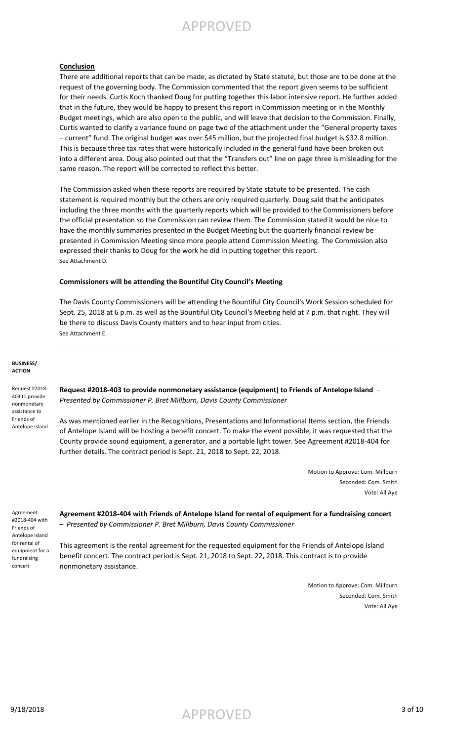**Conclusion**

There are additional reports that can be made, as dictated by State statute, but those are to be done at the request of the governing body. The Commission commented that the report given seems to be sufficient for their needs. Curtis Koch thanked Doug for putting together this labor intensive report. He further added that in the future, they would be happy to present this report in Commission meeting or in the Monthly Budget meetings, which are also open to the public, and will leave that decision to the Commission. Finally, Curtis wanted to clarify a variance found on page two of the attachment under the "General property taxes – current" fund. The original budget was over $45 million, but the projected final budget is $32.8 million. This is because three tax rates that were historically included in the general fund have been broken out into a different area. Doug also pointed out that the "Transfers out" line on page three is misleading for the same reason. The report will be corrected to reflect this better.

The Commission asked when these reports are required by State statute to be presented. The cash statement is required monthly but the others are only required quarterly. Doug said that he anticipates including the three months with the quarterly reports which will be provided to the Commissioners before the official presentation so the Commission can review them. The Commission stated it would be nice to have the monthly summaries presented in the Budget Meeting but the quarterly financial review be presented in Commission Meeting since more people attend Commission Meeting. The Commission also expressed their thanks to Doug for the work he did in putting together this report.
See Attachment D.

**Commissioners will be attending the Bountiful City Council's Meeting**

The Davis County Commissioners will be attending the Bountiful City Council's Work Session scheduled for Sept. 25, 2018 at 6 p.m. as well as the Bountiful City Council's Meeting held at 7 p.m. that night. They will be there to discuss Davis County matters and to hear input from cities.
See Attachment E.

---

**BUSINESS/ ACTION**

Request #2018-403 to provide nonmonetary assistance to Friends of Antelope Island

**Request #2018-403 to provide nonmonetary assistance (equipment) to Friends of Antelope Island** – *Presented by Commissioner P. Bret Millburn, Davis County Commissioner*

As was mentioned earlier in the Recognitions, Presentations and Informational Items section, the Friends of Antelope Island will be hosting a benefit concert. To make the event possible, it was requested that the County provide sound equipment, a generator, and a portable light tower. See Agreement #2018-404 for further details. The contract period is Sept. 21, 2018 to Sept. 22, 2018.

Motion to Approve: Com. Millburn
Seconded: Com. Smith
Vote: All Aye

Agreement #2018-404 with Friends of Antelope Island for rental of equipment for a fundraising concert

**Agreement #2018-404 with Friends of Antelope Island for rental of equipment for a fundraising concert** – *Presented by Commissioner P. Bret Millburn, Davis County Commissioner*

This agreement is the rental agreement for the requested equipment for the Friends of Antelope Island benefit concert. The contract period is Sept. 21, 2018 to Sept. 22, 2018. This contract is to provide nonmonetary assistance.

Motion to Approve: Com. Millburn
Seconded: Com. Smith
Vote: All Aye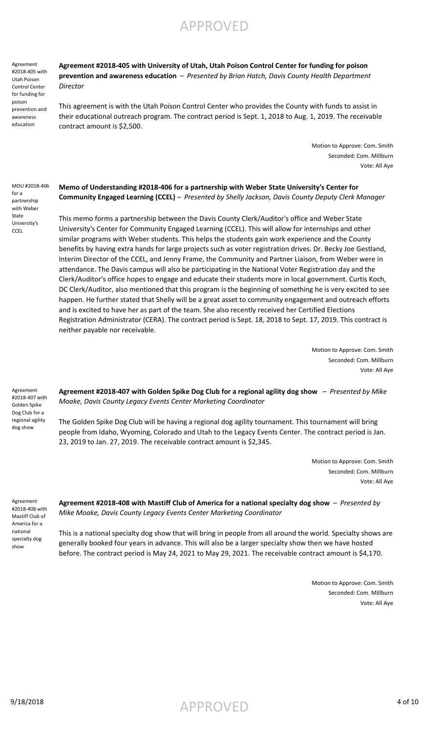Agreement #2018-405 with Utah Poison Control Center for funding for poison prevention and awareness education

**Agreement #2018-405 with University of Utah, Utah Poison Control Center for funding for poison prevention and awareness education** – *Presented by Brian Hatch, Davis County Health Department Director*

This agreement is with the Utah Poison Control Center who provides the County with funds to assist in their educational outreach program. The contract period is Sept. 1, 2018 to Aug. 1, 2019. The receivable contract amount is $2,500.

Motion to Approve: Com. Smith
Seconded: Com. Millburn
Vote: All Aye

MOU #2018-406 for a partnership with Weber State University's CCEL

**Memo of Understanding #2018-406 for a partnership with Weber State University's Center for Community Engaged Learning (CCEL)** – *Presented by Shelly Jackson, Davis County Deputy Clerk Manager*

This memo forms a partnership between the Davis County Clerk/Auditor's office and Weber State University's Center for Community Engaged Learning (CCEL). This will allow for internships and other similar programs with Weber students. This helps the students gain work experience and the County benefits by having extra hands for large projects such as voter registration drives. Dr. Becky Joe Gestland, Interim Director of the CCEL, and Jenny Frame, the Community and Partner Liaison, from Weber were in attendance. The Davis campus will also be participating in the National Voter Registration day and the Clerk/Auditor's office hopes to engage and educate their students more in local government. Curtis Koch, DC Clerk/Auditor, also mentioned that this program is the beginning of something he is very excited to see happen. He further stated that Shelly will be a great asset to community engagement and outreach efforts and is excited to have her as part of the team. She also recently received her Certified Elections Registration Administrator (CERA). The contract period is Sept. 18, 2018 to Sept. 17, 2019. This contract is neither payable nor receivable.

Motion to Approve: Com. Smith
Seconded: Com. Millburn
Vote: All Aye

Agreement #2018-407 with Golden Spike Dog Club for a regional agility dog show

**Agreement #2018-407 with Golden Spike Dog Club for a regional agility dog show** – *Presented by Mike Moake, Davis County Legacy Events Center Marketing Coordinator*

The Golden Spike Dog Club will be having a regional dog agility tournament. This tournament will bring people from Idaho, Wyoming, Colorado and Utah to the Legacy Events Center. The contract period is Jan. 23, 2019 to Jan. 27, 2019. The receivable contract amount is $2,345.

Motion to Approve: Com. Smith
Seconded: Com. Millburn
Vote: All Aye

Agreement #2018-408 with Mastiff Club of America for a national specialty dog show

**Agreement #2018-408 with Mastiff Club of America for a national specialty dog show** – *Presented by Mike Moake, Davis County Legacy Events Center Marketing Coordinator*

This is a national specialty dog show that will bring in people from all around the world. Specialty shows are generally booked four years in advance. This will also be a larger specialty show then we have hosted before. The contract period is May 24, 2021 to May 29, 2021. The receivable contract amount is $4,170.

Motion to Approve: Com. Smith
Seconded: Com. Millburn
Vote: All Aye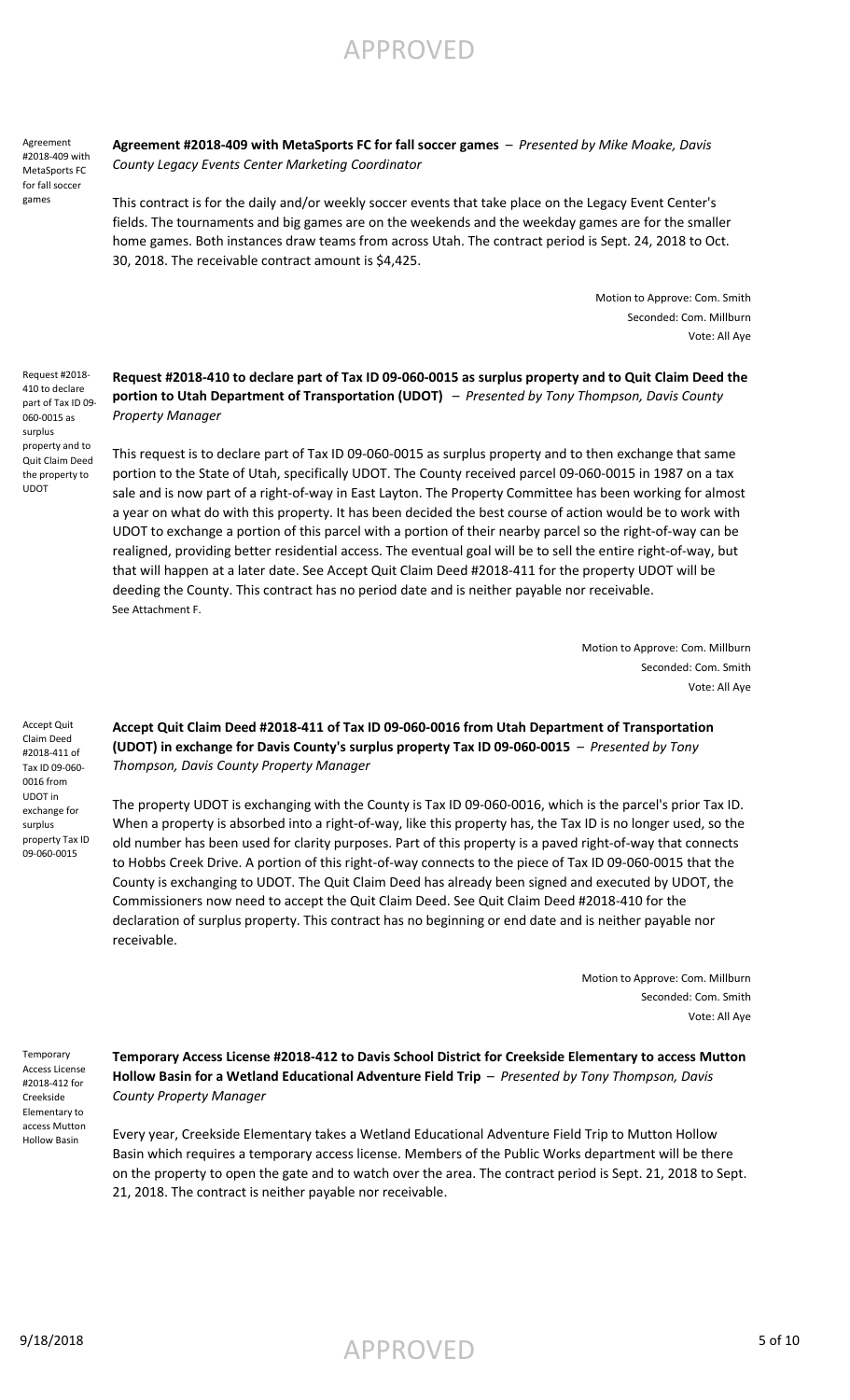Agreement #2018-409 with MetaSports FC for fall soccer games

**Agreement #2018-409 with MetaSports FC for fall soccer games** – *Presented by Mike Moake, Davis County Legacy Events Center Marketing Coordinator*

This contract is for the daily and/or weekly soccer events that take place on the Legacy Event Center's fields. The tournaments and big games are on the weekends and the weekday games are for the smaller home games. Both instances draw teams from across Utah. The contract period is Sept. 24, 2018 to Oct. 30, 2018. The receivable contract amount is $4,425.

Motion to Approve: Com. Smith
Seconded: Com. Millburn
Vote: All Aye

Request #2018-410 to declare part of Tax ID 09-060-0015 as surplus property and to Quit Claim Deed the property to UDOT

**Request #2018-410 to declare part of Tax ID 09-060-0015 as surplus property and to Quit Claim Deed the portion to Utah Department of Transportation (UDOT)** – *Presented by Tony Thompson, Davis County Property Manager*

This request is to declare part of Tax ID 09-060-0015 as surplus property and to then exchange that same portion to the State of Utah, specifically UDOT. The County received parcel 09-060-0015 in 1987 on a tax sale and is now part of a right-of-way in East Layton. The Property Committee has been working for almost a year on what do with this property. It has been decided the best course of action would be to work with UDOT to exchange a portion of this parcel with a portion of their nearby parcel so the right-of-way can be realigned, providing better residential access. The eventual goal will be to sell the entire right-of-way, but that will happen at a later date. See Accept Quit Claim Deed #2018-411 for the property UDOT will be deeding the County. This contract has no period date and is neither payable nor receivable.
See Attachment F.

Motion to Approve: Com. Millburn
Seconded: Com. Smith
Vote: All Aye

Accept Quit Claim Deed #2018-411 of Tax ID 09-060-0016 from UDOT in exchange for surplus property Tax ID 09-060-0015

**Accept Quit Claim Deed #2018-411 of Tax ID 09-060-0016 from Utah Department of Transportation (UDOT) in exchange for Davis County's surplus property Tax ID 09-060-0015** – *Presented by Tony Thompson, Davis County Property Manager*

The property UDOT is exchanging with the County is Tax ID 09-060-0016, which is the parcel's prior Tax ID. When a property is absorbed into a right-of-way, like this property has, the Tax ID is no longer used, so the old number has been used for clarity purposes. Part of this property is a paved right-of-way that connects to Hobbs Creek Drive. A portion of this right-of-way connects to the piece of Tax ID 09-060-0015 that the County is exchanging to UDOT. The Quit Claim Deed has already been signed and executed by UDOT, the Commissioners now need to accept the Quit Claim Deed. See Quit Claim Deed #2018-410 for the declaration of surplus property. This contract has no beginning or end date and is neither payable nor receivable.

Motion to Approve: Com. Millburn
Seconded: Com. Smith
Vote: All Aye

Temporary Access License #2018-412 for Creekside Elementary to access Mutton Hollow Basin

**Temporary Access License #2018-412 to Davis School District for Creekside Elementary to access Mutton Hollow Basin for a Wetland Educational Adventure Field Trip** – *Presented by Tony Thompson, Davis County Property Manager*

Every year, Creekside Elementary takes a Wetland Educational Adventure Field Trip to Mutton Hollow Basin which requires a temporary access license. Members of the Public Works department will be there on the property to open the gate and to watch over the area. The contract period is Sept. 21, 2018 to Sept. 21, 2018. The contract is neither payable nor receivable.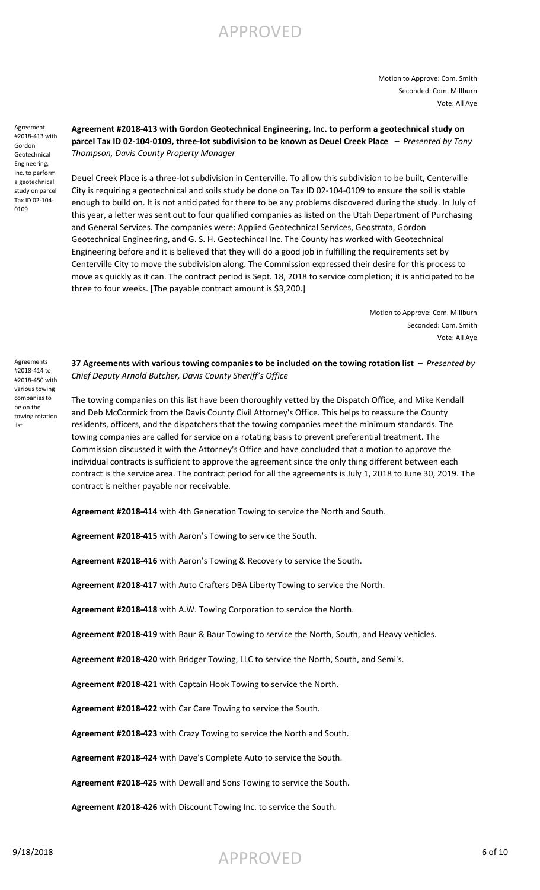Motion to Approve: Com. Smith
Seconded: Com. Millburn
Vote: All Aye

Agreement #2018-413 with Gordon Geotechnical Engineering, Inc. to perform a geotechnical study on parcel Tax ID 02-104-0109

**Agreement #2018-413 with Gordon Geotechnical Engineering, Inc. to perform a geotechnical study on parcel Tax ID 02-104-0109, three-lot subdivision to be known as Deuel Creek Place** – *Presented by Tony Thompson, Davis County Property Manager*

Deuel Creek Place is a three-lot subdivision in Centerville. To allow this subdivision to be built, Centerville City is requiring a geotechnical and soils study be done on Tax ID 02-104-0109 to ensure the soil is stable enough to build on. It is not anticipated for there to be any problems discovered during the study. In July of this year, a letter was sent out to four qualified companies as listed on the Utah Department of Purchasing and General Services. The companies were: Applied Geotechnical Services, Geostrata, Gordon Geotechnical Engineering, and G. S. H. Geotechincal Inc. The County has worked with Geotechnical Engineering before and it is believed that they will do a good job in fulfilling the requirements set by Centerville City to move the subdivision along. The Commission expressed their desire for this process to move as quickly as it can. The contract period is Sept. 18, 2018 to service completion; it is anticipated to be three to four weeks. [The payable contract amount is $3,200.]

Motion to Approve: Com. Millburn
Seconded: Com. Smith
Vote: All Aye

Agreements #2018-414 to #2018-450 with various towing companies to be on the towing rotation list

**37 Agreements with various towing companies to be included on the towing rotation list** – *Presented by Chief Deputy Arnold Butcher, Davis County Sheriff's Office*

The towing companies on this list have been thoroughly vetted by the Dispatch Office, and Mike Kendall and Deb McCormick from the Davis County Civil Attorney's Office. This helps to reassure the County residents, officers, and the dispatchers that the towing companies meet the minimum standards. The towing companies are called for service on a rotating basis to prevent preferential treatment. The Commission discussed it with the Attorney's Office and have concluded that a motion to approve the individual contracts is sufficient to approve the agreement since the only thing different between each contract is the service area. The contract period for all the agreements is July 1, 2018 to June 30, 2019. The contract is neither payable nor receivable.

**Agreement #2018-414** with 4th Generation Towing to service the North and South.

**Agreement #2018-415** with Aaron's Towing to service the South.

**Agreement #2018-416** with Aaron's Towing & Recovery to service the South.

**Agreement #2018-417** with Auto Crafters DBA Liberty Towing to service the North.

**Agreement #2018-418** with A.W. Towing Corporation to service the North.

**Agreement #2018-419** with Baur & Baur Towing to service the North, South, and Heavy vehicles.

**Agreement #2018-420** with Bridger Towing, LLC to service the North, South, and Semi's.

**Agreement #2018-421** with Captain Hook Towing to service the North.

**Agreement #2018-422** with Car Care Towing to service the South.

**Agreement #2018-423** with Crazy Towing to service the North and South.

**Agreement #2018-424** with Dave's Complete Auto to service the South.

**Agreement #2018-425** with Dewall and Sons Towing to service the South.

**Agreement #2018-426** with Discount Towing Inc. to service the South.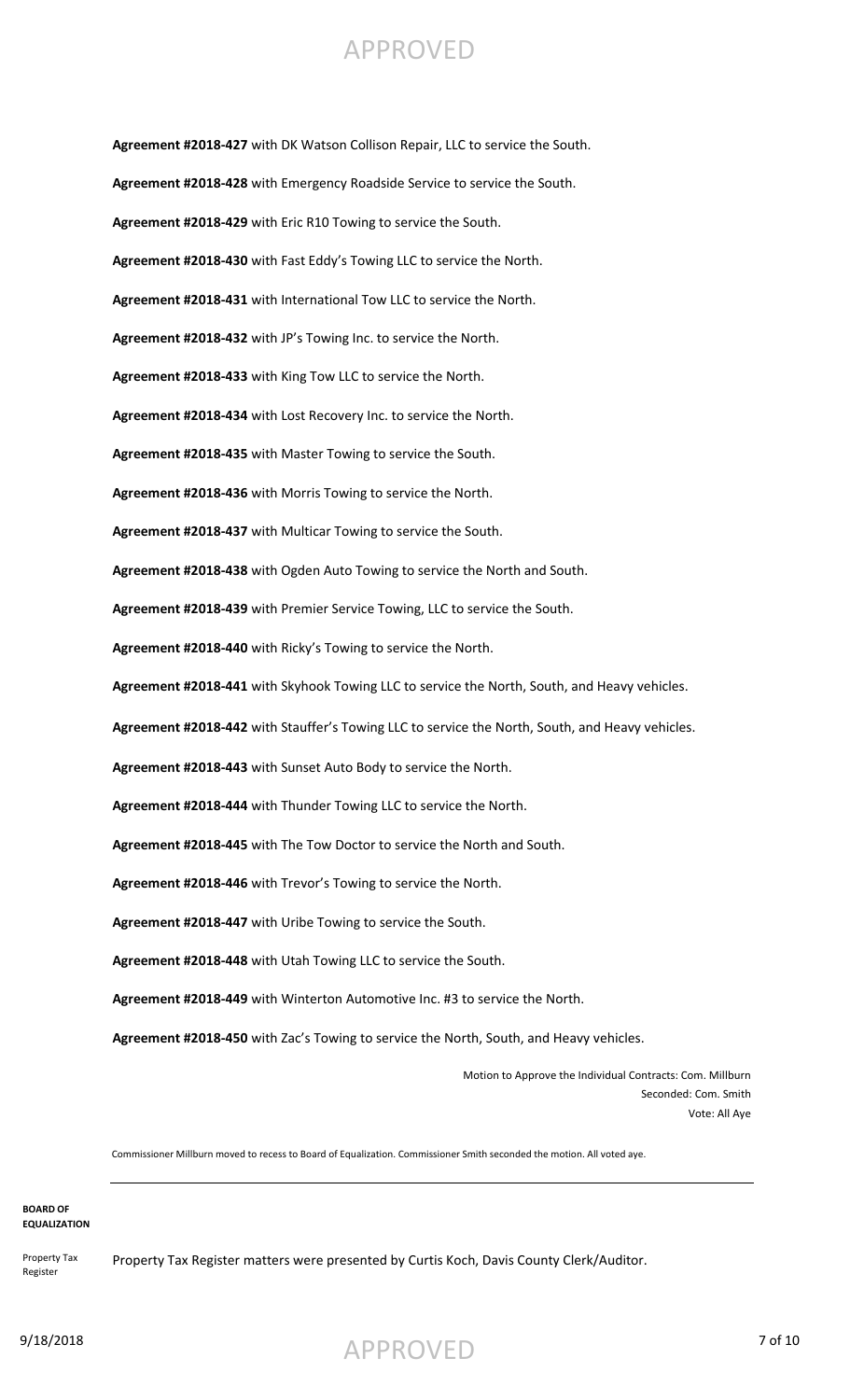**Agreement #2018-427** with DK Watson Collison Repair, LLC to service the South.

**Agreement #2018-428** with Emergency Roadside Service to service the South.

**Agreement #2018-429** with Eric R10 Towing to service the South.

**Agreement #2018-430** with Fast Eddy's Towing LLC to service the North.

**Agreement #2018-431** with International Tow LLC to service the North.

**Agreement #2018-432** with JP's Towing Inc. to service the North.

**Agreement #2018-433** with King Tow LLC to service the North.

**Agreement #2018-434** with Lost Recovery Inc. to service the North.

**Agreement #2018-435** with Master Towing to service the South.

**Agreement #2018-436** with Morris Towing to service the North.

**Agreement #2018-437** with Multicar Towing to service the South.

**Agreement #2018-438** with Ogden Auto Towing to service the North and South.

**Agreement #2018-439** with Premier Service Towing, LLC to service the South.

**Agreement #2018-440** with Ricky's Towing to service the North.

**Agreement #2018-441** with Skyhook Towing LLC to service the North, South, and Heavy vehicles.

**Agreement #2018-442** with Stauffer's Towing LLC to service the North, South, and Heavy vehicles.

**Agreement #2018-443** with Sunset Auto Body to service the North.

**Agreement #2018-444** with Thunder Towing LLC to service the North.

**Agreement #2018-445** with The Tow Doctor to service the North and South.

**Agreement #2018-446** with Trevor's Towing to service the North.

**Agreement #2018-447** with Uribe Towing to service the South.

**Agreement #2018-448** with Utah Towing LLC to service the South.

**Agreement #2018-449** with Winterton Automotive Inc. #3 to service the North.

**Agreement #2018-450** with Zac's Towing to service the North, South, and Heavy vehicles.

Motion to Approve the Individual Contracts: Com. Millburn
Seconded: Com. Smith
Vote: All Aye

Commissioner Millburn moved to recess to Board of Equalization. Commissioner Smith seconded the motion. All voted aye.

---

**BOARD OF EQUALIZATION**

Property Tax Register

Property Tax Register matters were presented by Curtis Koch, Davis County Clerk/Auditor.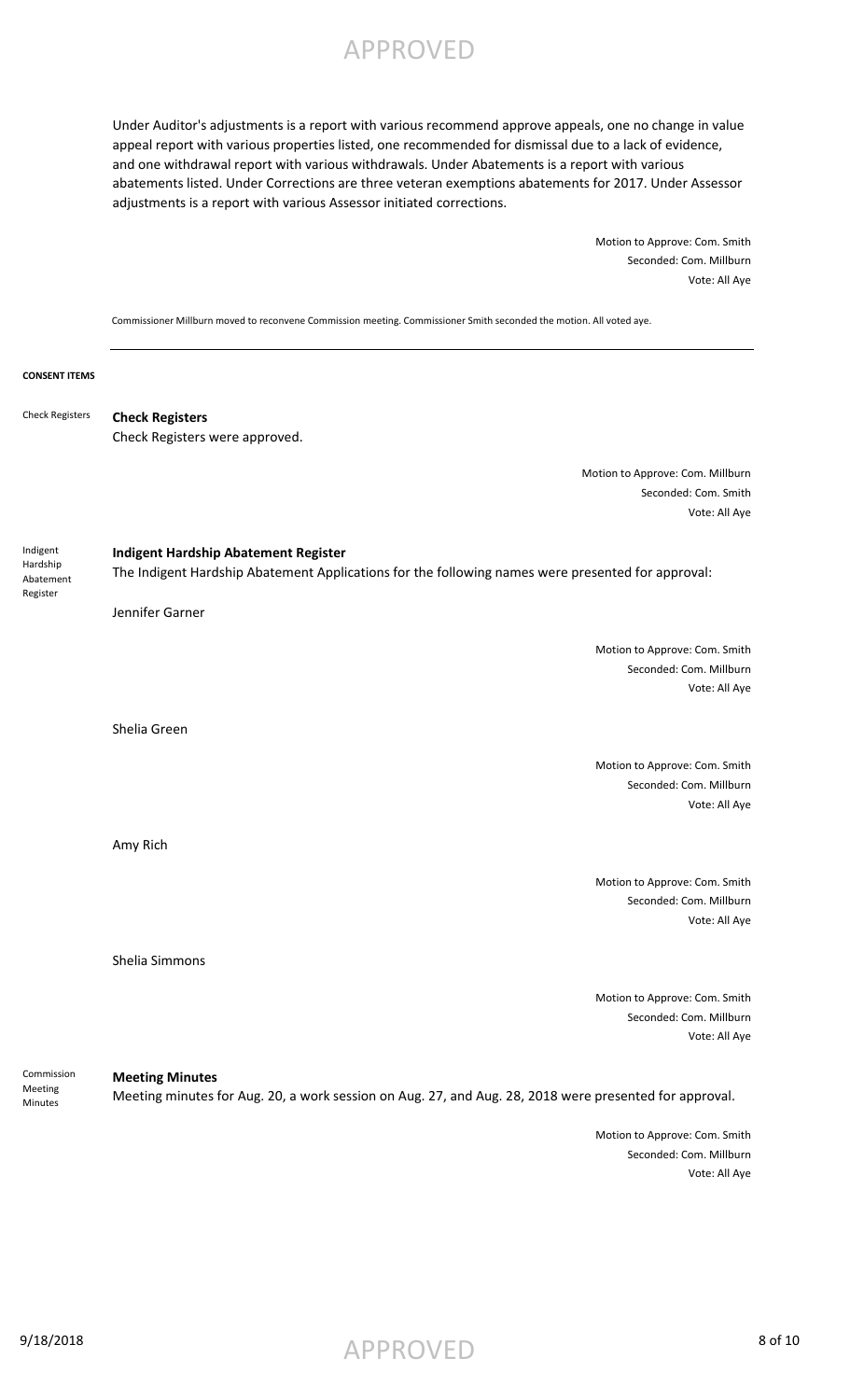Under Auditor's adjustments is a report with various recommend approve appeals, one no change in value appeal report with various properties listed, one recommended for dismissal due to a lack of evidence, and one withdrawal report with various withdrawals. Under Abatements is a report with various abatements listed. Under Corrections are three veteran exemptions abatements for 2017. Under Assessor adjustments is a report with various Assessor initiated corrections.

Motion to Approve: Com. Smith
Seconded: Com. Millburn
Vote: All Aye

Commissioner Millburn moved to reconvene Commission meeting. Commissioner Smith seconded the motion. All voted aye.

---

**CONSENT ITEMS**

Check Registers

**Check Registers**

Check Registers were approved.

Motion to Approve: Com. Millburn
Seconded: Com. Smith
Vote: All Aye

Indigent Hardship Abatement Register

**Indigent Hardship Abatement Register**

The Indigent Hardship Abatement Applications for the following names were presented for approval:

Jennifer Garner

Motion to Approve: Com. Smith
Seconded: Com. Millburn
Vote: All Aye

Shelia Green

Motion to Approve: Com. Smith
Seconded: Com. Millburn
Vote: All Aye

Amy Rich

Motion to Approve: Com. Smith
Seconded: Com. Millburn
Vote: All Aye

Shelia Simmons

Motion to Approve: Com. Smith
Seconded: Com. Millburn
Vote: All Aye

Commission Meeting Minutes

**Meeting Minutes**

Meeting minutes for Aug. 20, a work session on Aug. 27, and Aug. 28, 2018 were presented for approval.

Motion to Approve: Com. Smith
Seconded: Com. Millburn
Vote: All Aye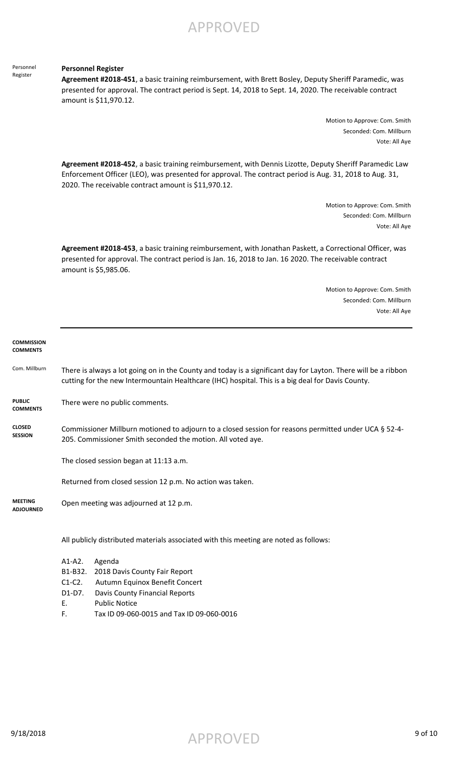Personnel Register

**Personnel Register**

**Agreement #2018-451**, a basic training reimbursement, with Brett Bosley, Deputy Sheriff Paramedic, was presented for approval. The contract period is Sept. 14, 2018 to Sept. 14, 2020. The receivable contract amount is $11,970.12.

Motion to Approve: Com. Smith
Seconded: Com. Millburn
Vote: All Aye

**Agreement #2018-452**, a basic training reimbursement, with Dennis Lizotte, Deputy Sheriff Paramedic Law Enforcement Officer (LEO), was presented for approval. The contract period is Aug. 31, 2018 to Aug. 31, 2020. The receivable contract amount is $11,970.12.

Motion to Approve: Com. Smith
Seconded: Com. Millburn
Vote: All Aye

**Agreement #2018-453**, a basic training reimbursement, with Jonathan Paskett, a Correctional Officer, was presented for approval. The contract period is Jan. 16, 2018 to Jan. 16 2020. The receivable contract amount is $5,985.06.

Motion to Approve: Com. Smith
Seconded: Com. Millburn
Vote: All Aye

---

**COMMISSION COMMENTS**

Com. Millburn — There is always a lot going on in the County and today is a significant day for Layton. There will be a ribbon cutting for the new Intermountain Healthcare (IHC) hospital. This is a big deal for Davis County.

**PUBLIC COMMENTS** — There were no public comments.

**CLOSED SESSION** — Commissioner Millburn motioned to adjourn to a closed session for reasons permitted under UCA § 52-4-205. Commissioner Smith seconded the motion. All voted aye.

The closed session began at 11:13 a.m.

Returned from closed session 12 p.m. No action was taken.

**MEETING ADJOURNED** — Open meeting was adjourned at 12 p.m.

All publicly distributed materials associated with this meeting are noted as follows:

- A1-A2. Agenda
- B1-B32. 2018 Davis County Fair Report
- C1-C2. Autumn Equinox Benefit Concert
- D1-D7. Davis County Financial Reports
- E. Public Notice
- F. Tax ID 09-060-0015 and Tax ID 09-060-0016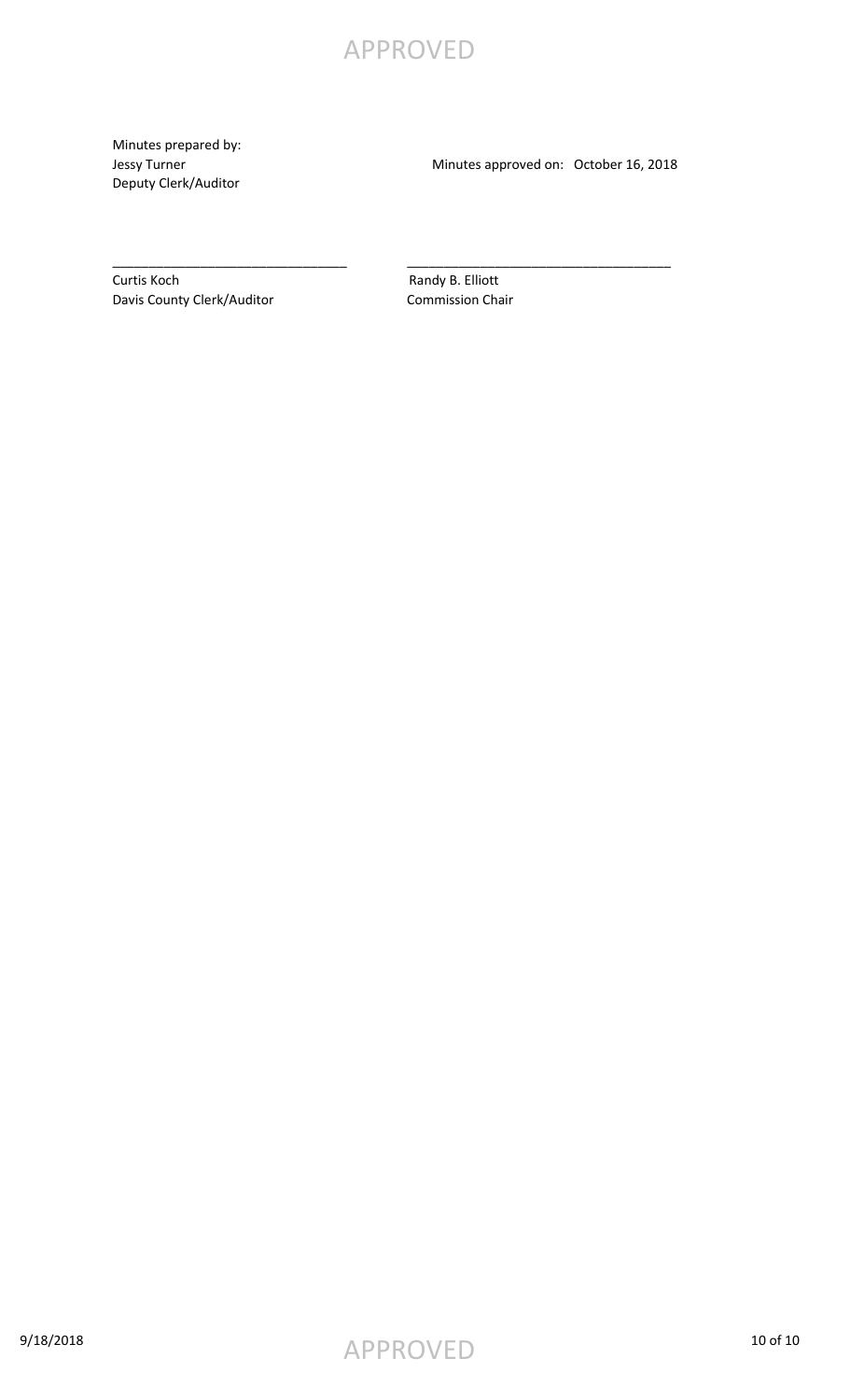APPROVED

Minutes prepared by:
Jessy Turner
Deputy Clerk/Auditor

Minutes approved on: October 16, 2018

\_\_\_\_\_\_\_\_\_\_\_\_\_\_\_\_\_\_\_\_\_\_\_\_\_\_\_\_\_\_\_\_
Curtis Koch
Davis County Clerk/Auditor

\_\_\_\_\_\_\_\_\_\_\_\_\_\_\_\_\_\_\_\_\_\_\_\_\_\_\_\_\_\_\_\_
Randy B. Elliott
Commission Chair